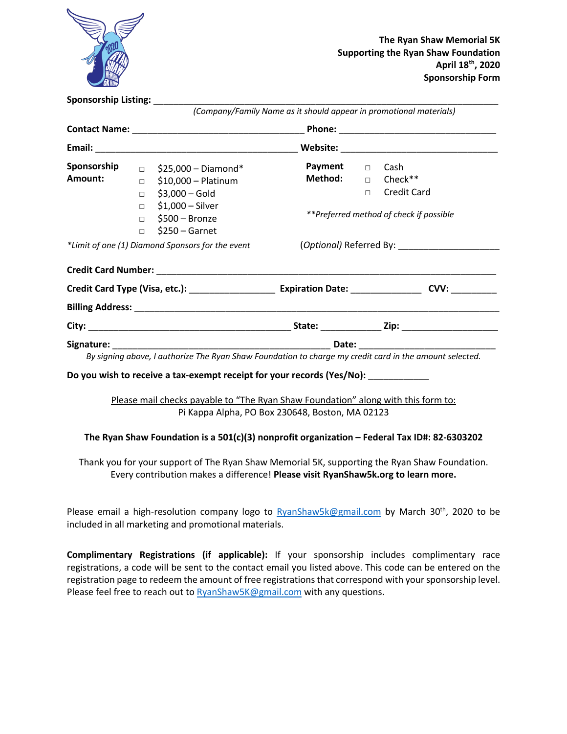**The Ryan Shaw Memorial 5K**
**Supporting the Ryan Shaw Foundation**
**April 18th, 2020**
**Sponsorship Form**

**Sponsorship Listing:** ______________________________________________________________
*(Company/Family Name as it should appear in promotional materials)*

**Contact Name:** ________________________________ **Phone:** ______________________________

**Email:** ______________________________________ **Website:** ______________________________

**Sponsorship Amount:**

- □ $25,000 – Diamond*
- □ $10,000 – Platinum
- □ $3,000 – Gold
- □ $1,000 – Silver
- □ $500 – Bronze
- □ $250 – Garnet

*\*Limit of one (1) Diamond Sponsors for the event*

**Payment Method:**

- □ Cash
- □ Check**
- □ Credit Card

*\*\*Preferred method of check if possible*

(*Optional*) Referred By: ____________________

**Credit Card Number:** ______________________________________________________________

**Credit Card Type (Visa, etc.):** ________________ **Expiration Date:** ______________ **CVV:** _________

**Billing Address:** _________________________________________________________________

**City:** ______________________________________ **State:** ____________ **Zip:** ___________________

**Signature:** ___________________________________________ **Date:** _________________________

*By signing above, I authorize The Ryan Shaw Foundation to charge my credit card in the amount selected.*

**Do you wish to receive a tax-exempt receipt for your records (Yes/No):** ____________

Please mail checks payable to "The Ryan Shaw Foundation" along with this form to:
Pi Kappa Alpha, PO Box 230648, Boston, MA 02123

**The Ryan Shaw Foundation is a 501(c)(3) nonprofit organization – Federal Tax ID#: 82-6303202**

Thank you for your support of The Ryan Shaw Memorial 5K, supporting the Ryan Shaw Foundation. Every contribution makes a difference! **Please visit RyanShaw5k.org to learn more.**

Please email a high-resolution company logo to RyanShaw5k@gmail.com by March 30th, 2020 to be included in all marketing and promotional materials.

**Complimentary Registrations (if applicable):** If your sponsorship includes complimentary race registrations, a code will be sent to the contact email you listed above. This code can be entered on the registration page to redeem the amount of free registrations that correspond with your sponsorship level. Please feel free to reach out to RyanShaw5K@gmail.com with any questions.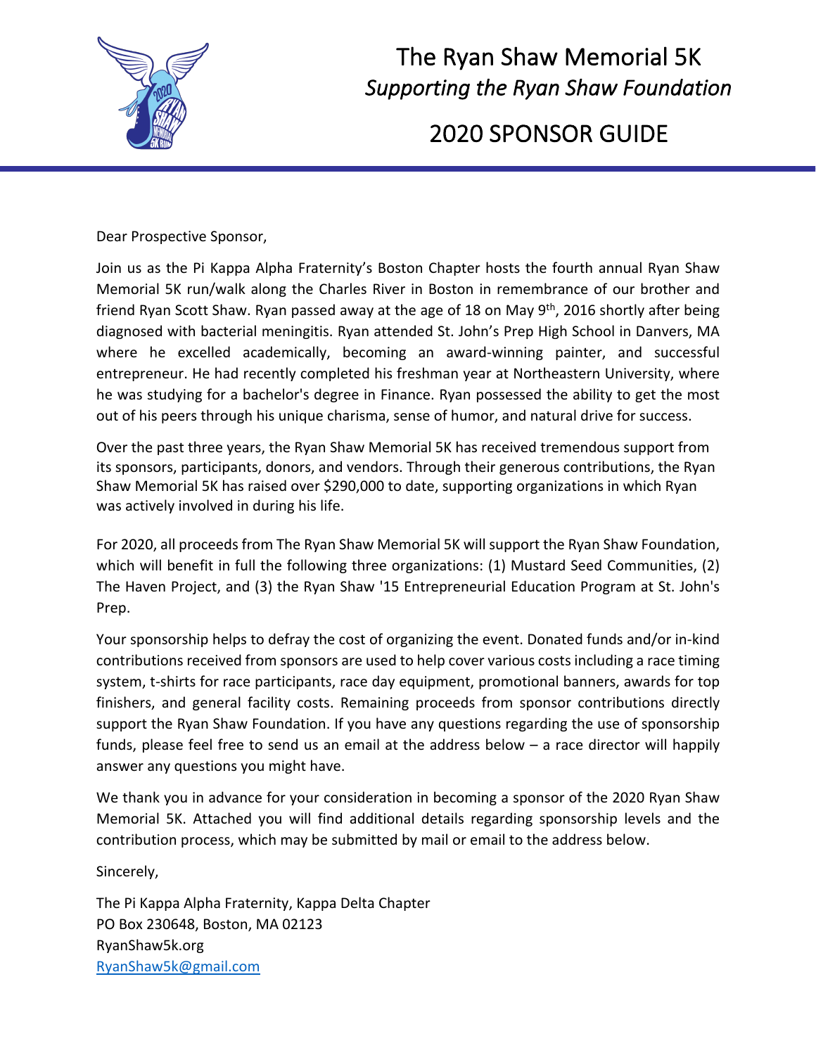# The Ryan Shaw Memorial 5K

*Supporting the Ryan Shaw Foundation*

## 2020 SPONSOR GUIDE

Dear Prospective Sponsor,

Join us as the Pi Kappa Alpha Fraternity's Boston Chapter hosts the fourth annual Ryan Shaw Memorial 5K run/walk along the Charles River in Boston in remembrance of our brother and friend Ryan Scott Shaw. Ryan passed away at the age of 18 on May 9th, 2016 shortly after being diagnosed with bacterial meningitis. Ryan attended St. John's Prep High School in Danvers, MA where he excelled academically, becoming an award-winning painter, and successful entrepreneur. He had recently completed his freshman year at Northeastern University, where he was studying for a bachelor's degree in Finance. Ryan possessed the ability to get the most out of his peers through his unique charisma, sense of humor, and natural drive for success.

Over the past three years, the Ryan Shaw Memorial 5K has received tremendous support from its sponsors, participants, donors, and vendors. Through their generous contributions, the Ryan Shaw Memorial 5K has raised over $290,000 to date, supporting organizations in which Ryan was actively involved in during his life.

For 2020, all proceeds from The Ryan Shaw Memorial 5K will support the Ryan Shaw Foundation, which will benefit in full the following three organizations: (1) Mustard Seed Communities, (2) The Haven Project, and (3) the Ryan Shaw '15 Entrepreneurial Education Program at St. John's Prep.

Your sponsorship helps to defray the cost of organizing the event. Donated funds and/or in-kind contributions received from sponsors are used to help cover various costs including a race timing system, t-shirts for race participants, race day equipment, promotional banners, awards for top finishers, and general facility costs. Remaining proceeds from sponsor contributions directly support the Ryan Shaw Foundation. If you have any questions regarding the use of sponsorship funds, please feel free to send us an email at the address below – a race director will happily answer any questions you might have.

We thank you in advance for your consideration in becoming a sponsor of the 2020 Ryan Shaw Memorial 5K. Attached you will find additional details regarding sponsorship levels and the contribution process, which may be submitted by mail or email to the address below.

Sincerely,

The Pi Kappa Alpha Fraternity, Kappa Delta Chapter  
PO Box 230648, Boston, MA 02123  
RyanShaw5k.org  
RyanShaw5k@gmail.com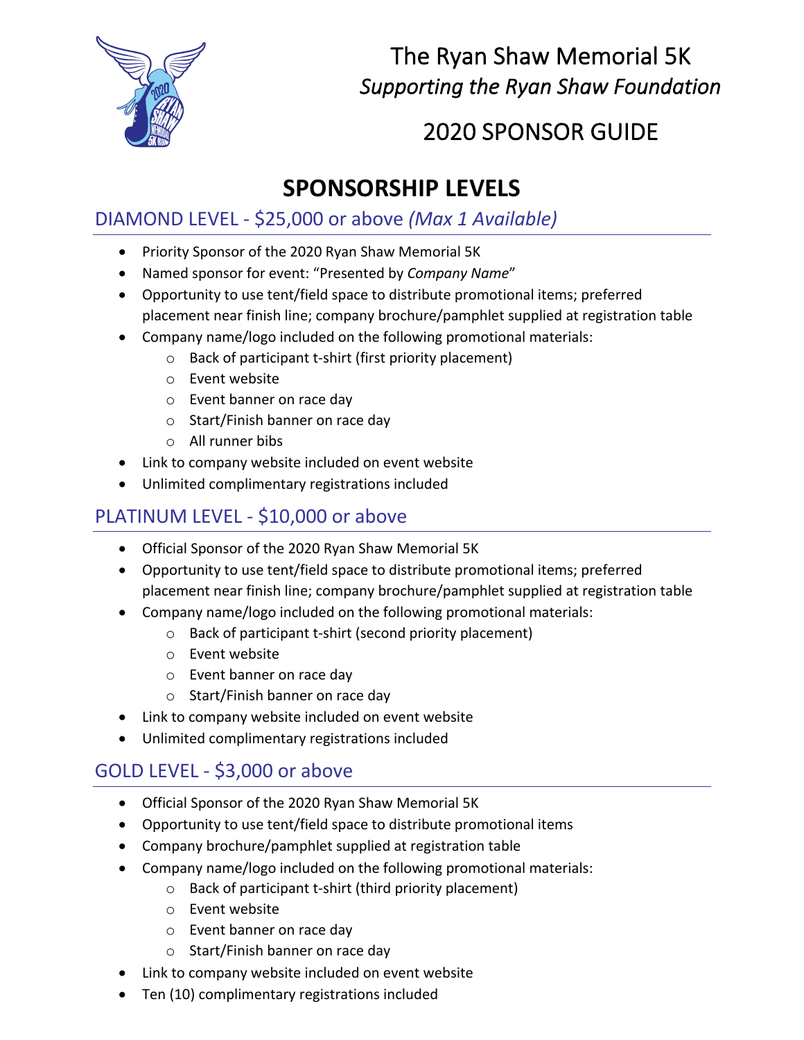# The Ryan Shaw Memorial 5K

*Supporting the Ryan Shaw Foundation*

## 2020 SPONSOR GUIDE

## SPONSORSHIP LEVELS

### DIAMOND LEVEL - $25,000 or above *(Max 1 Available)*

- Priority Sponsor of the 2020 Ryan Shaw Memorial 5K
- Named sponsor for event: "Presented by *Company Name*"
- Opportunity to use tent/field space to distribute promotional items; preferred placement near finish line; company brochure/pamphlet supplied at registration table
- Company name/logo included on the following promotional materials:
  - Back of participant t-shirt (first priority placement)
  - Event website
  - Event banner on race day
  - Start/Finish banner on race day
  - All runner bibs
- Link to company website included on event website
- Unlimited complimentary registrations included

### PLATINUM LEVEL - $10,000 or above

- Official Sponsor of the 2020 Ryan Shaw Memorial 5K
- Opportunity to use tent/field space to distribute promotional items; preferred placement near finish line; company brochure/pamphlet supplied at registration table
- Company name/logo included on the following promotional materials:
  - Back of participant t-shirt (second priority placement)
  - Event website
  - Event banner on race day
  - Start/Finish banner on race day
- Link to company website included on event website
- Unlimited complimentary registrations included

### GOLD LEVEL - $3,000 or above

- Official Sponsor of the 2020 Ryan Shaw Memorial 5K
- Opportunity to use tent/field space to distribute promotional items
- Company brochure/pamphlet supplied at registration table
- Company name/logo included on the following promotional materials:
  - Back of participant t-shirt (third priority placement)
  - Event website
  - Event banner on race day
  - Start/Finish banner on race day
- Link to company website included on event website
- Ten (10) complimentary registrations included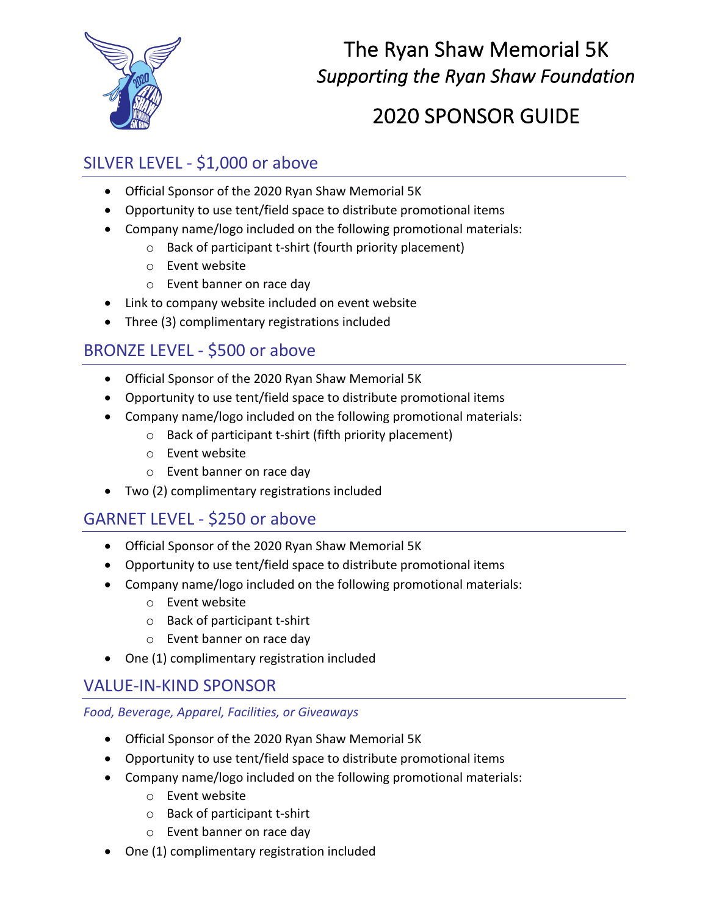# The Ryan Shaw Memorial 5K

*Supporting the Ryan Shaw Foundation*

# 2020 SPONSOR GUIDE

## SILVER LEVEL - $1,000 or above

- Official Sponsor of the 2020 Ryan Shaw Memorial 5K
- Opportunity to use tent/field space to distribute promotional items
- Company name/logo included on the following promotional materials:
  - Back of participant t-shirt (fourth priority placement)
  - Event website
  - Event banner on race day
- Link to company website included on event website
- Three (3) complimentary registrations included

## BRONZE LEVEL - $500 or above

- Official Sponsor of the 2020 Ryan Shaw Memorial 5K
- Opportunity to use tent/field space to distribute promotional items
- Company name/logo included on the following promotional materials:
  - Back of participant t-shirt (fifth priority placement)
  - Event website
  - Event banner on race day
- Two (2) complimentary registrations included

## GARNET LEVEL - $250 or above

- Official Sponsor of the 2020 Ryan Shaw Memorial 5K
- Opportunity to use tent/field space to distribute promotional items
- Company name/logo included on the following promotional materials:
  - Event website
  - Back of participant t-shirt
  - Event banner on race day
- One (1) complimentary registration included

## VALUE-IN-KIND SPONSOR

*Food, Beverage, Apparel, Facilities, or Giveaways*

- Official Sponsor of the 2020 Ryan Shaw Memorial 5K
- Opportunity to use tent/field space to distribute promotional items
- Company name/logo included on the following promotional materials:
  - Event website
  - Back of participant t-shirt
  - Event banner on race day
- One (1) complimentary registration included